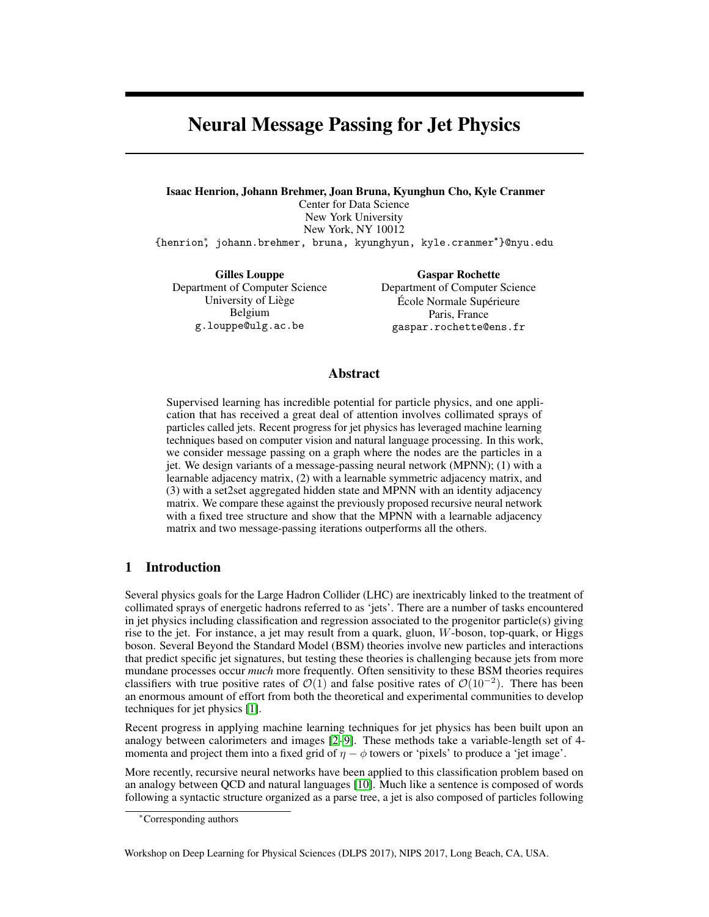# Neural Message Passing for Jet Physics

**Isaac Henrion, Johann Brehmer, Joan Bruna, Kyunghun Cho, Kyle Cranmer**
Center for Data Science
New York University
New York, NY 10012
{henrion*, johann.brehmer, bruna, kyunghyun, kyle.cranmer*}@nyu.edu

**Gilles Louppe**
Department of Computer Science
University of Liège
Belgium
g.louppe@ulg.ac.be

**Gaspar Rochette**
Department of Computer Science
École Normale Supérieure
Paris, France
gaspar.rochette@ens.fr

## Abstract

Supervised learning has incredible potential for particle physics, and one application that has received a great deal of attention involves collimated sprays of particles called jets. Recent progress for jet physics has leveraged machine learning techniques based on computer vision and natural language processing. In this work, we consider message passing on a graph where the nodes are the particles in a jet. We design variants of a message-passing neural network (MPNN); (1) with a learnable adjacency matrix, (2) with a learnable symmetric adjacency matrix, and (3) with a set2set aggregated hidden state and MPNN with an identity adjacency matrix. We compare these against the previously proposed recursive neural network with a fixed tree structure and show that the MPNN with a learnable adjacency matrix and two message-passing iterations outperforms all the others.

## 1 Introduction

Several physics goals for the Large Hadron Collider (LHC) are inextricably linked to the treatment of collimated sprays of energetic hadrons referred to as 'jets'. There are a number of tasks encountered in jet physics including classification and regression associated to the progenitor particle(s) giving rise to the jet. For instance, a jet may result from a quark, gluon, $W$-boson, top-quark, or Higgs boson. Several Beyond the Standard Model (BSM) theories involve new particles and interactions that predict specific jet signatures, but testing these theories is challenging because jets from more mundane processes occur *much* more frequently. Often sensitivity to these BSM theories requires classifiers with true positive rates of $\mathcal{O}(1)$ and false positive rates of $\mathcal{O}(10^{-2})$. There has been an enormous amount of effort from both the theoretical and experimental communities to develop techniques for jet physics [1].

Recent progress in applying machine learning techniques for jet physics has been built upon an analogy between calorimeters and images [2–9]. These methods take a variable-length set of 4-momenta and project them into a fixed grid of $\eta - \phi$ towers or 'pixels' to produce a 'jet image'.

More recently, recursive neural networks have been applied to this classification problem based on an analogy between QCD and natural languages [10]. Much like a sentence is composed of words following a syntactic structure organized as a parse tree, a jet is also composed of particles following

*Corresponding authors

Workshop on Deep Learning for Physical Sciences (DLPS 2017), NIPS 2017, Long Beach, CA, USA.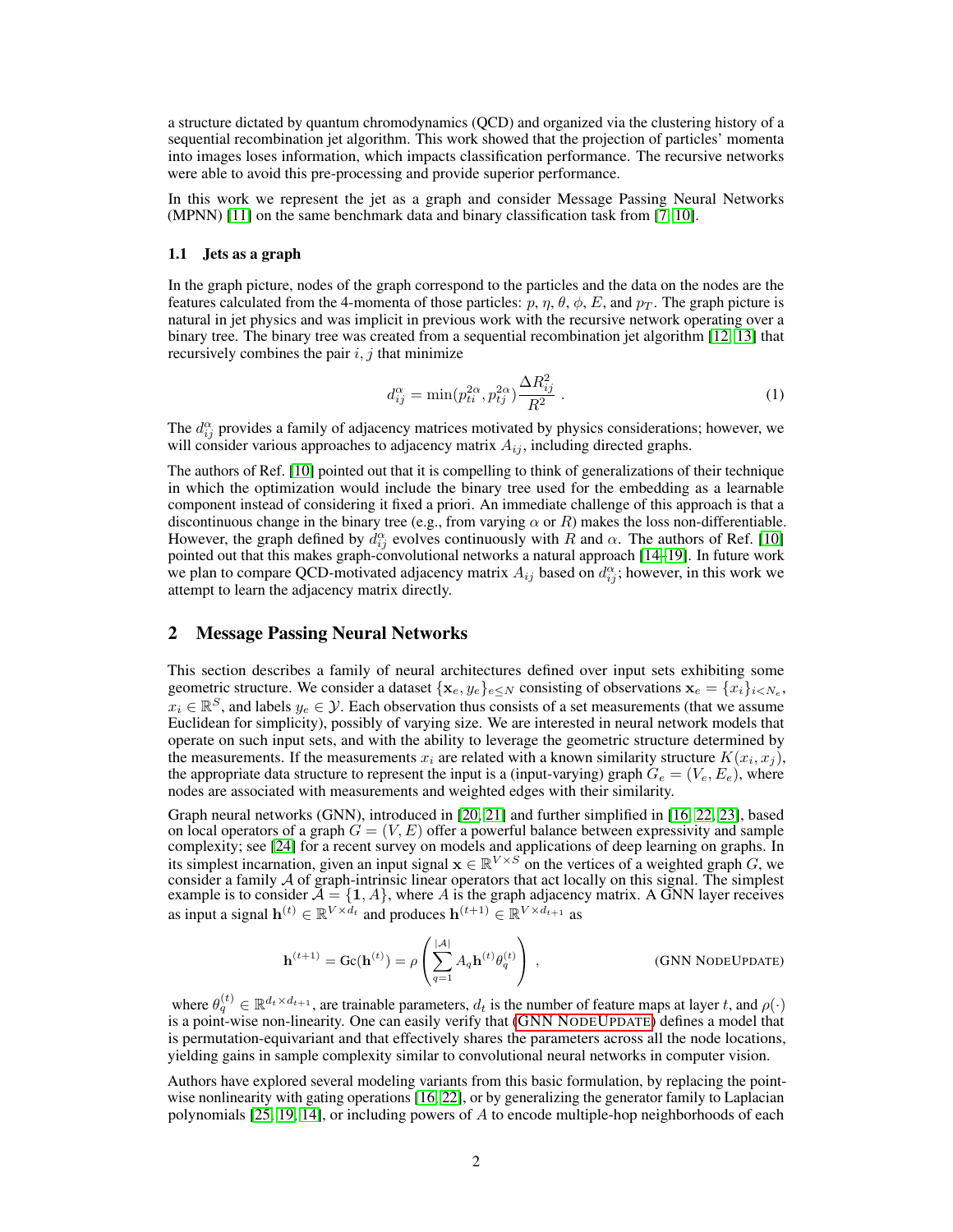a structure dictated by quantum chromodynamics (QCD) and organized via the clustering history of a sequential recombination jet algorithm. This work showed that the projection of particles' momenta into images loses information, which impacts classification performance. The recursive networks were able to avoid this pre-processing and provide superior performance.

In this work we represent the jet as a graph and consider Message Passing Neural Networks (MPNN) [11] on the same benchmark data and binary classification task from [7, 10].

### 1.1 Jets as a graph

In the graph picture, nodes of the graph correspond to the particles and the data on the nodes are the features calculated from the 4-momenta of those particles: $p$, $\eta$, $\theta$, $\phi$, $E$, and $p_T$. The graph picture is natural in jet physics and was implicit in previous work with the recursive network operating over a binary tree. The binary tree was created from a sequential recombination jet algorithm [12, 13] that recursively combines the pair $i, j$ that minimize

$$d_{ij}^{\alpha} = \min(p_{ti}^{2\alpha}, p_{tj}^{2\alpha}) \frac{\Delta R_{ij}^2}{R^2} \; . \tag{1}$$

The $d_{ij}^{\alpha}$ provides a family of adjacency matrices motivated by physics considerations; however, we will consider various approaches to adjacency matrix $A_{ij}$, including directed graphs.

The authors of Ref. [10] pointed out that it is compelling to think of generalizations of their technique in which the optimization would include the binary tree used for the embedding as a learnable component instead of considering it fixed a priori. An immediate challenge of this approach is that a discontinuous change in the binary tree (e.g., from varying $\alpha$ or $R$) makes the loss non-differentiable. However, the graph defined by $d_{ij}^{\alpha}$ evolves continuously with $R$ and $\alpha$. The authors of Ref. [10] pointed out that this makes graph-convolutional networks a natural approach [14–19]. In future work we plan to compare QCD-motivated adjacency matrix $A_{ij}$ based on $d_{ij}^{\alpha}$; however, in this work we attempt to learn the adjacency matrix directly.

## 2 Message Passing Neural Networks

This section describes a family of neural architectures defined over input sets exhibiting some geometric structure. We consider a dataset $\{\mathbf{x}_e, y_e\}_{e \leq N}$ consisting of observations $\mathbf{x}_e = \{x_i\}_{i < N_e}$, $x_i \in \mathbb{R}^S$, and labels $y_e \in \mathcal{Y}$. Each observation thus consists of a set measurements (that we assume Euclidean for simplicity), possibly of varying size. We are interested in neural network models that operate on such input sets, and with the ability to leverage the geometric structure determined by the measurements. If the measurements $x_i$ are related with a known similarity structure $K(x_i, x_j)$, the appropriate data structure to represent the input is a (input-varying) graph $G_e = (V_e, E_e)$, where nodes are associated with measurements and weighted edges with their similarity.

Graph neural networks (GNN), introduced in [20, 21] and further simplified in [16, 22, 23], based on local operators of a graph $G = (V, E)$ offer a powerful balance between expressivity and sample complexity; see [24] for a recent survey on models and applications of deep learning on graphs. In its simplest incarnation, given an input signal $\mathbf{x} \in \mathbb{R}^{V \times S}$ on the vertices of a weighted graph $G$, we consider a family $\mathcal{A}$ of graph-intrinsic linear operators that act locally on this signal. The simplest example is to consider $\mathcal{A} = \{\mathbf{1}, A\}$, where $A$ is the graph adjacency matrix. A GNN layer receives as input a signal $\mathbf{h}^{(t)} \in \mathbb{R}^{V \times d_t}$ and produces $\mathbf{h}^{(t+1)} \in \mathbb{R}^{V \times d_{t+1}}$ as

$$\mathbf{h}^{(t+1)} = \text{Gc}(\mathbf{h}^{(t)}) = \rho \left( \sum_{q=1}^{|\mathcal{A}|} A_q \mathbf{h}^{(t)} \theta_q^{(t)} \right) \; , \tag{GNN NodeUpdate}$$

where $\theta_q^{(t)} \in \mathbb{R}^{d_t \times d_{t+1}}$, are trainable parameters, $d_t$ is the number of feature maps at layer $t$, and $\rho(\cdot)$ is a point-wise non-linearity. One can easily verify that (GNN NodeUpdate) defines a model that is permutation-equivariant and that effectively shares the parameters across all the node locations, yielding gains in sample complexity similar to convolutional neural networks in computer vision.

Authors have explored several modeling variants from this basic formulation, by replacing the point-wise nonlinearity with gating operations [16, 22], or by generalizing the generator family to Laplacian polynomials [25, 19, 14], or including powers of $A$ to encode multiple-hop neighborhoods of each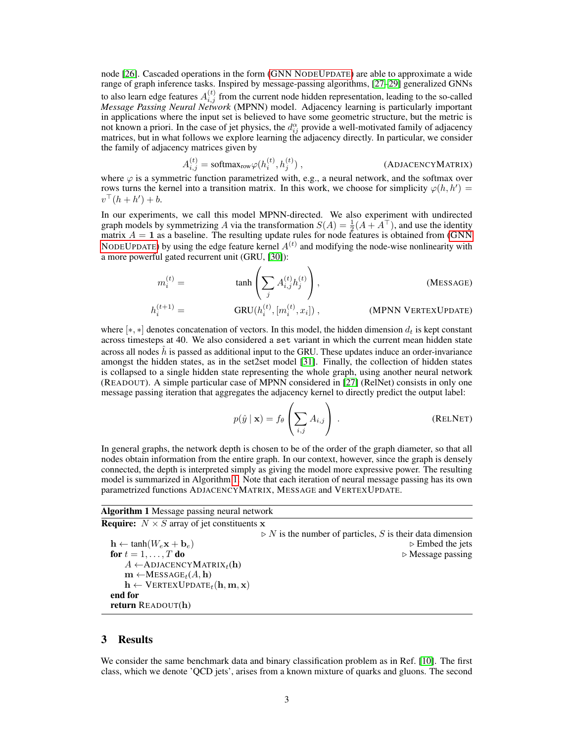node [26]. Cascaded operations in the form (GNN NodeUpdate) are able to approximate a wide range of graph inference tasks. Inspired by message-passing algorithms, [27–29] generalized GNNs to also learn edge features $A_{i,j}^{(t)}$ from the current node hidden representation, leading to the so-called *Message Passing Neural Network* (MPNN) model. Adjacency learning is particularly important in applications where the input set is believed to have some geometric structure, but the metric is not known a priori. In the case of jet physics, the $d_{ij}^{\alpha}$ provide a well-motivated family of adjacency matrices, but in what follows we explore learning the adjacency directly. In particular, we consider the family of adjacency matrices given by

$$A_{i,j}^{(t)} = \text{softmax}_{\text{row}} \varphi(h_i^{(t)}, h_j^{(t)}) \,, \qquad \text{(AdjacencyMatrix)}$$

where $\varphi$ is a symmetric function parametrized with, e.g., a neural network, and the softmax over rows turns the kernel into a transition matrix. In this work, we choose for simplicity $\varphi(h, h') = v^\top (h + h') + b$.

In our experiments, we call this model MPNN-directed. We also experiment with undirected graph models by symmetrizing $A$ via the transformation $S(A) = \frac{1}{2}(A + A^\top)$, and use the identity matrix $A = \mathbf{1}$ as a baseline. The resulting update rules for node features is obtained from (GNN NodeUpdate) by using the edge feature kernel $A^{(t)}$ and modifying the node-wise nonlinearity with a more powerful gated recurrent unit (GRU, [30]):

$$m_i^{(t)} = \tanh\left(\sum_j A_{i,j}^{(t)} h_j^{(t)}\right) , \qquad \text{(Message)}$$

$$h_i^{(t+1)} = \text{GRU}(h_i^{(t)}, [m_i^{(t)}, x_i]) \,, \qquad \text{(MPNN VertexUpdate)}$$

where $[*, *]$ denotes concatenation of vectors. In this model, the hidden dimension $d_t$ is kept constant across timesteps at 40. We also considered a `set` variant in which the current mean hidden state across all nodes $\hat{h}$ is passed as additional input to the GRU. These updates induce an order-invariance amongst the hidden states, as in the set2set model [31]. Finally, the collection of hidden states is collapsed to a single hidden state representing the whole graph, using another neural network (Readout). A simple particular case of MPNN considered in [27] (RelNet) consists in only one message passing iteration that aggregates the adjacency kernel to directly predict the output label:

$$p(\hat{y} \mid \mathbf{x}) = f_\theta \left(\sum_{i,j} A_{i,j}\right) . \qquad \text{(RelNet)}$$

In general graphs, the network depth is chosen to be of the order of the graph diameter, so that all nodes obtain information from the entire graph. In our context, however, since the graph is densely connected, the depth is interpreted simply as giving the model more expressive power. The resulting model is summarized in Algorithm 1. Note that each iteration of neural message passing has its own parametrized functions AdjacencyMatrix, Message and VertexUpdate.

**Algorithm 1** Message passing neural network

```
Require: N × S array of jet constituents x
                                        ▷ N is the number of particles, S is their data dimension
  h ← tanh(W_e x + b_e)                                                        ▷ Embed the jets
  for t = 1, . . . , T do                                                      ▷ Message passing
      A ← AdjacencyMatrix_t(h)
      m ← Message_t(A, h)
      h ← VertexUpdate_t(h, m, x)
  end for
  return Readout(h)
```

## 3 Results

We consider the same benchmark data and binary classification problem as in Ref. [10]. The first class, which we denote 'QCD jets', arises from a known mixture of quarks and gluons. The second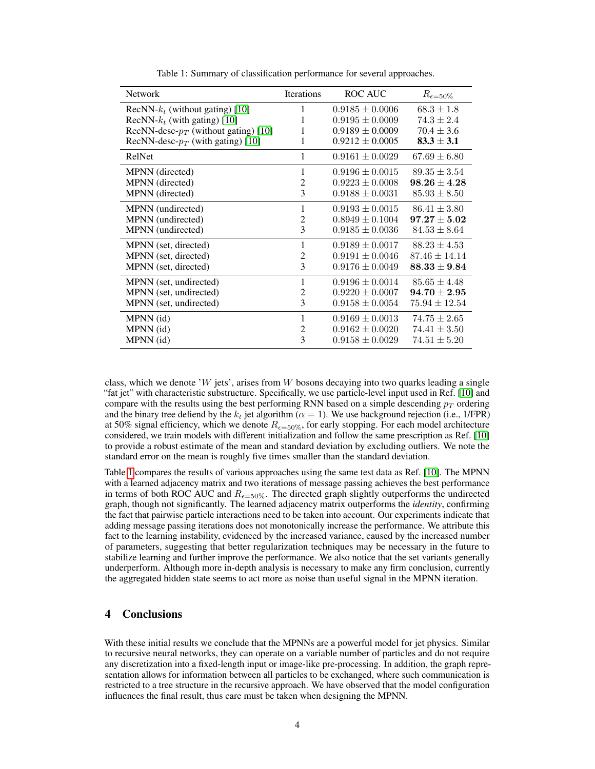Table 1: Summary of classification performance for several approaches.

| Network | Iterations | ROC AUC | $R_{\epsilon=50\%}$ |
|---|---|---|---|
| RecNN-$k_t$ (without gating) [10] | 1 | $0.9185 \pm 0.0006$ | $68.3 \pm 1.8$ |
| RecNN-$k_t$ (with gating) [10] | 1 | $0.9195 \pm 0.0009$ | $74.3 \pm 2.4$ |
| RecNN-desc-$p_T$ (without gating) [10] | 1 | $0.9189 \pm 0.0009$ | $70.4 \pm 3.6$ |
| RecNN-desc-$p_T$ (with gating) [10] | 1 | $0.9212 \pm 0.0005$ | $\mathbf{83.3 \pm 3.1}$ |
| RelNet | 1 | $0.9161 \pm 0.0029$ | $67.69 \pm 6.80$ |
| MPNN (directed) | 1 | $0.9196 \pm 0.0015$ | $89.35 \pm 3.54$ |
| MPNN (directed) | 2 | $0.9223 \pm 0.0008$ | $\mathbf{98.26 \pm 4.28}$ |
| MPNN (directed) | 3 | $0.9188 \pm 0.0031$ | $85.93 \pm 8.50$ |
| MPNN (undirected) | 1 | $0.9193 \pm 0.0015$ | $86.41 \pm 3.80$ |
| MPNN (undirected) | 2 | $0.8949 \pm 0.1004$ | $\mathbf{97.27 \pm 5.02}$ |
| MPNN (undirected) | 3 | $0.9185 \pm 0.0036$ | $84.53 \pm 8.64$ |
| MPNN (set, directed) | 1 | $0.9189 \pm 0.0017$ | $88.23 \pm 4.53$ |
| MPNN (set, directed) | 2 | $0.9191 \pm 0.0046$ | $87.46 \pm 14.14$ |
| MPNN (set, directed) | 3 | $0.9176 \pm 0.0049$ | $\mathbf{88.33 \pm 9.84}$ |
| MPNN (set, undirected) | 1 | $0.9196 \pm 0.0014$ | $85.65 \pm 4.48$ |
| MPNN (set, undirected) | 2 | $0.9220 \pm 0.0007$ | $\mathbf{94.70 \pm 2.95}$ |
| MPNN (set, undirected) | 3 | $0.9158 \pm 0.0054$ | $75.94 \pm 12.54$ |
| MPNN (id) | 1 | $0.9169 \pm 0.0013$ | $74.75 \pm 2.65$ |
| MPNN (id) | 2 | $0.9162 \pm 0.0020$ | $74.41 \pm 3.50$ |
| MPNN (id) | 3 | $0.9158 \pm 0.0029$ | $74.51 \pm 5.20$ |

class, which we denote '$W$ jets', arises from $W$ bosons decaying into two quarks leading a single "fat jet" with characteristic substructure. Specifically, we use particle-level input used in Ref. [10] and compare with the results using the best performing RNN based on a simple descending $p_T$ ordering and the binary tree defiend by the $k_t$ jet algorithm ($\alpha = 1$). We use background rejection (i.e., 1/FPR) at 50% signal efficiency, which we denote $R_{\epsilon=50\%}$, for early stopping. For each model architecture considered, we train models with different initialization and follow the same prescription as Ref. [10] to provide a robust estimate of the mean and standard deviation by excluding outliers. We note the standard error on the mean is roughly five times smaller than the standard deviation.

Table 1 compares the results of various approaches using the same test data as Ref. [10]. The MPNN with a learned adjacency matrix and two iterations of message passing achieves the best performance in terms of both ROC AUC and $R_{\epsilon=50\%}$. The directed graph slightly outperforms the undirected graph, though not significantly. The learned adjacency matrix outperforms the *identity*, confirming the fact that pairwise particle interactions need to be taken into account. Our experiments indicate that adding message passing iterations does not monotonically increase the performance. We attribute this fact to the learning instability, evidenced by the increased variance, caused by the increased number of parameters, suggesting that better regularization techniques may be necessary in the future to stabilize learning and further improve the performance. We also notice that the set variants generally underperform. Although more in-depth analysis is necessary to make any firm conclusion, currently the aggregated hidden state seems to act more as noise than useful signal in the MPNN iteration.

## 4 Conclusions

With these initial results we conclude that the MPNNs are a powerful model for jet physics. Similar to recursive neural networks, they can operate on a variable number of particles and do not require any discretization into a fixed-length input or image-like pre-processing. In addition, the graph representation allows for information between all particles to be exchanged, where such communication is restricted to a tree structure in the recursive approach. We have observed that the model configuration influences the final result, thus care must be taken when designing the MPNN.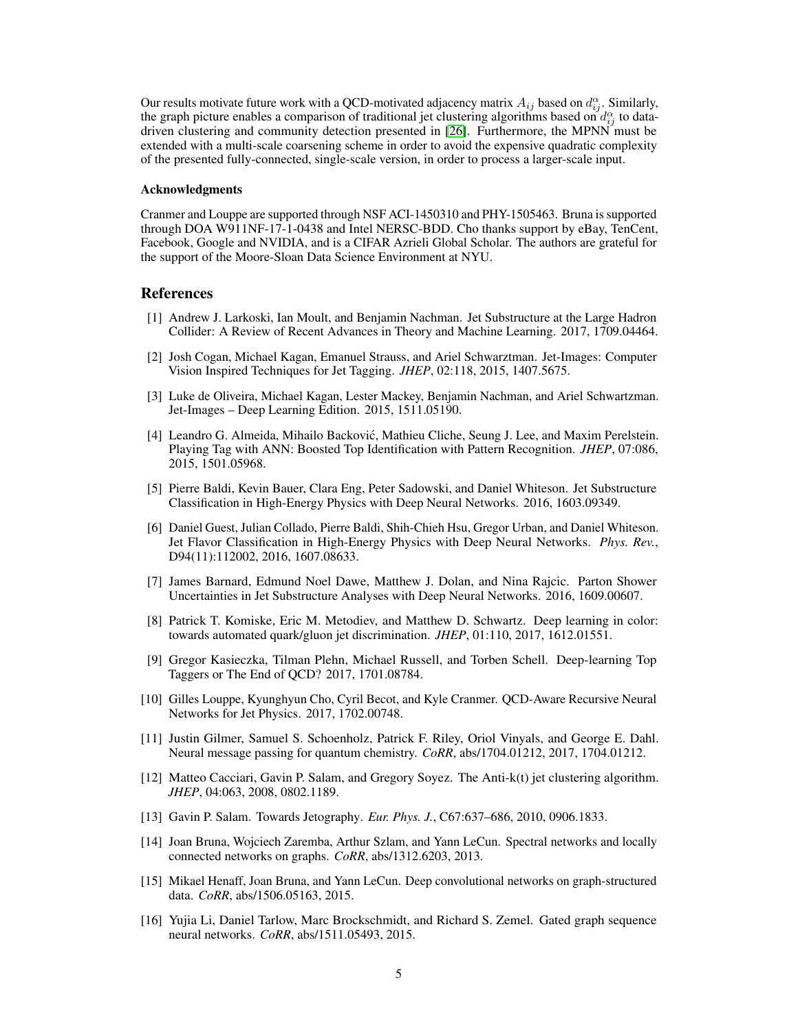Our results motivate future work with a QCD-motivated adjacency matrix $A_{ij}$ based on $d_{ij}^{\alpha}$. Similarly, the graph picture enables a comparison of traditional jet clustering algorithms based on $d_{ij}^{\alpha}$ to data-driven clustering and community detection presented in [26]. Furthermore, the MPNN must be extended with a multi-scale coarsening scheme in order to avoid the expensive quadratic complexity of the presented fully-connected, single-scale version, in order to process a larger-scale input.

#### Acknowledgments

Cranmer and Louppe are supported through NSF ACI-1450310 and PHY-1505463. Bruna is supported through DOA W911NF-17-1-0438 and Intel NERSC-BDD. Cho thanks support by eBay, TenCent, Facebook, Google and NVIDIA, and is a CIFAR Azrieli Global Scholar. The authors are grateful for the support of the Moore-Sloan Data Science Environment at NYU.

## References

[1] Andrew J. Larkoski, Ian Moult, and Benjamin Nachman. Jet Substructure at the Large Hadron Collider: A Review of Recent Advances in Theory and Machine Learning. 2017, 1709.04464.

[2] Josh Cogan, Michael Kagan, Emanuel Strauss, and Ariel Schwartzman. Jet-Images: Computer Vision Inspired Techniques for Jet Tagging. *JHEP*, 02:118, 2015, 1407.5675.

[3] Luke de Oliveira, Michael Kagan, Lester Mackey, Benjamin Nachman, and Ariel Schwartzman. Jet-Images – Deep Learning Edition. 2015, 1511.05190.

[4] Leandro G. Almeida, Mihailo Backović, Mathieu Cliche, Seung J. Lee, and Maxim Perelstein. Playing Tag with ANN: Boosted Top Identification with Pattern Recognition. *JHEP*, 07:086, 2015, 1501.05968.

[5] Pierre Baldi, Kevin Bauer, Clara Eng, Peter Sadowski, and Daniel Whiteson. Jet Substructure Classification in High-Energy Physics with Deep Neural Networks. 2016, 1603.09349.

[6] Daniel Guest, Julian Collado, Pierre Baldi, Shih-Chieh Hsu, Gregor Urban, and Daniel Whiteson. Jet Flavor Classification in High-Energy Physics with Deep Neural Networks. *Phys. Rev.*, D94(11):112002, 2016, 1607.08633.

[7] James Barnard, Edmund Noel Dawe, Matthew J. Dolan, and Nina Rajcic. Parton Shower Uncertainties in Jet Substructure Analyses with Deep Neural Networks. 2016, 1609.00607.

[8] Patrick T. Komiske, Eric M. Metodiev, and Matthew D. Schwartz. Deep learning in color: towards automated quark/gluon jet discrimination. *JHEP*, 01:110, 2017, 1612.01551.

[9] Gregor Kasieczka, Tilman Plehn, Michael Russell, and Torben Schell. Deep-learning Top Taggers or The End of QCD? 2017, 1701.08784.

[10] Gilles Louppe, Kyunghyun Cho, Cyril Becot, and Kyle Cranmer. QCD-Aware Recursive Neural Networks for Jet Physics. 2017, 1702.00748.

[11] Justin Gilmer, Samuel S. Schoenholz, Patrick F. Riley, Oriol Vinyals, and George E. Dahl. Neural message passing for quantum chemistry. *CoRR*, abs/1704.01212, 2017, 1704.01212.

[12] Matteo Cacciari, Gavin P. Salam, and Gregory Soyez. The Anti-k(t) jet clustering algorithm. *JHEP*, 04:063, 2008, 0802.1189.

[13] Gavin P. Salam. Towards Jetography. *Eur. Phys. J.*, C67:637–686, 2010, 0906.1833.

[14] Joan Bruna, Wojciech Zaremba, Arthur Szlam, and Yann LeCun. Spectral networks and locally connected networks on graphs. *CoRR*, abs/1312.6203, 2013.

[15] Mikael Henaff, Joan Bruna, and Yann LeCun. Deep convolutional networks on graph-structured data. *CoRR*, abs/1506.05163, 2015.

[16] Yujia Li, Daniel Tarlow, Marc Brockschmidt, and Richard S. Zemel. Gated graph sequence neural networks. *CoRR*, abs/1511.05493, 2015.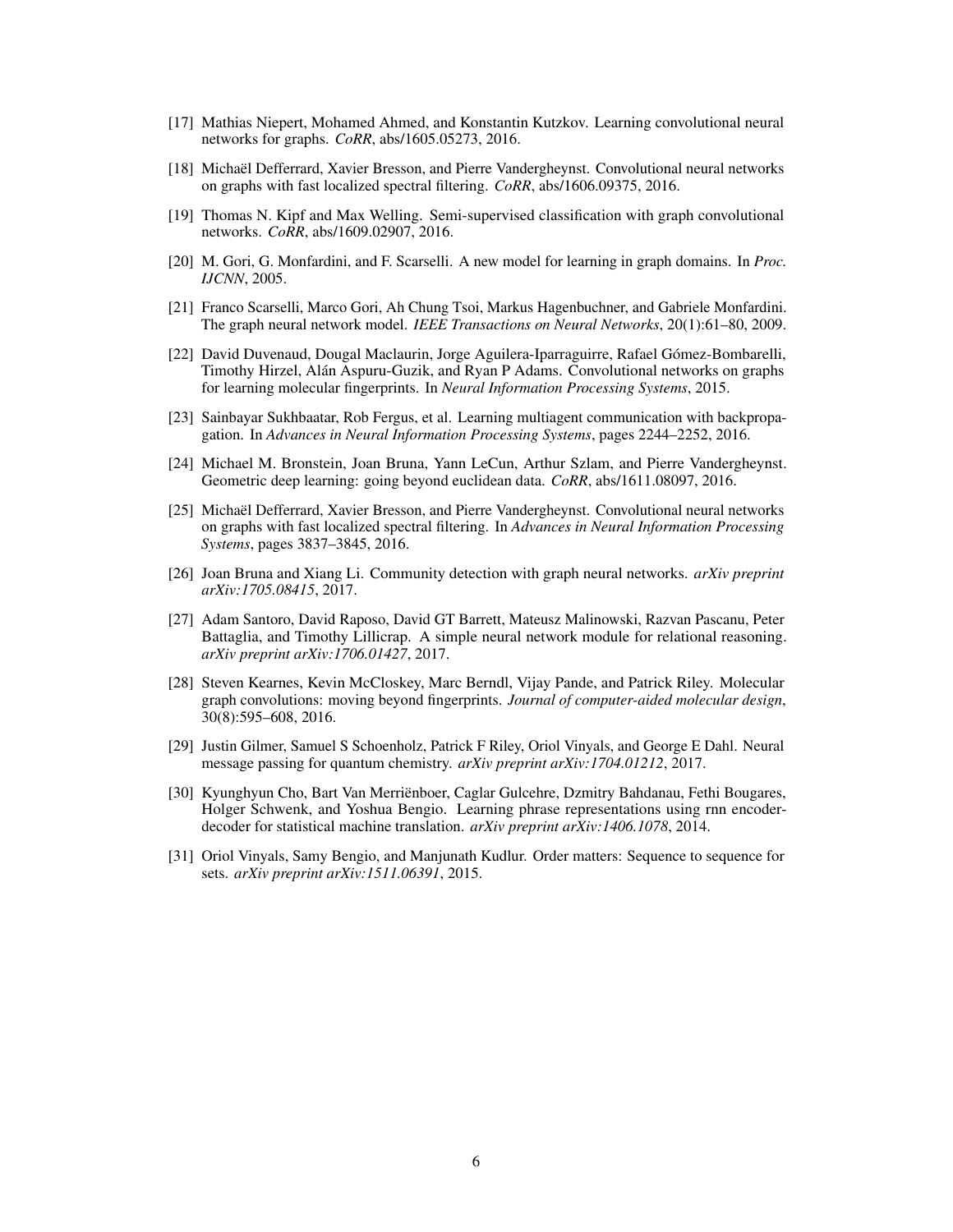[17] Mathias Niepert, Mohamed Ahmed, and Konstantin Kutzkov. Learning convolutional neural networks for graphs. *CoRR*, abs/1605.05273, 2016.

[18] Michaël Defferrard, Xavier Bresson, and Pierre Vandergheynst. Convolutional neural networks on graphs with fast localized spectral filtering. *CoRR*, abs/1606.09375, 2016.

[19] Thomas N. Kipf and Max Welling. Semi-supervised classification with graph convolutional networks. *CoRR*, abs/1609.02907, 2016.

[20] M. Gori, G. Monfardini, and F. Scarselli. A new model for learning in graph domains. In *Proc. IJCNN*, 2005.

[21] Franco Scarselli, Marco Gori, Ah Chung Tsoi, Markus Hagenbuchner, and Gabriele Monfardini. The graph neural network model. *IEEE Transactions on Neural Networks*, 20(1):61–80, 2009.

[22] David Duvenaud, Dougal Maclaurin, Jorge Aguilera-Iparraguirre, Rafael Gómez-Bombarelli, Timothy Hirzel, Alán Aspuru-Guzik, and Ryan P Adams. Convolutional networks on graphs for learning molecular fingerprints. In *Neural Information Processing Systems*, 2015.

[23] Sainbayar Sukhbaatar, Rob Fergus, et al. Learning multiagent communication with backpropagation. In *Advances in Neural Information Processing Systems*, pages 2244–2252, 2016.

[24] Michael M. Bronstein, Joan Bruna, Yann LeCun, Arthur Szlam, and Pierre Vandergheynst. Geometric deep learning: going beyond euclidean data. *CoRR*, abs/1611.08097, 2016.

[25] Michaël Defferrard, Xavier Bresson, and Pierre Vandergheynst. Convolutional neural networks on graphs with fast localized spectral filtering. In *Advances in Neural Information Processing Systems*, pages 3837–3845, 2016.

[26] Joan Bruna and Xiang Li. Community detection with graph neural networks. *arXiv preprint arXiv:1705.08415*, 2017.

[27] Adam Santoro, David Raposo, David GT Barrett, Mateusz Malinowski, Razvan Pascanu, Peter Battaglia, and Timothy Lillicrap. A simple neural network module for relational reasoning. *arXiv preprint arXiv:1706.01427*, 2017.

[28] Steven Kearnes, Kevin McCloskey, Marc Berndl, Vijay Pande, and Patrick Riley. Molecular graph convolutions: moving beyond fingerprints. *Journal of computer-aided molecular design*, 30(8):595–608, 2016.

[29] Justin Gilmer, Samuel S Schoenholz, Patrick F Riley, Oriol Vinyals, and George E Dahl. Neural message passing for quantum chemistry. *arXiv preprint arXiv:1704.01212*, 2017.

[30] Kyunghyun Cho, Bart Van Merriënboer, Caglar Gulcehre, Dzmitry Bahdanau, Fethi Bougares, Holger Schwenk, and Yoshua Bengio. Learning phrase representations using rnn encoder-decoder for statistical machine translation. *arXiv preprint arXiv:1406.1078*, 2014.

[31] Oriol Vinyals, Samy Bengio, and Manjunath Kudlur. Order matters: Sequence to sequence for sets. *arXiv preprint arXiv:1511.06391*, 2015.